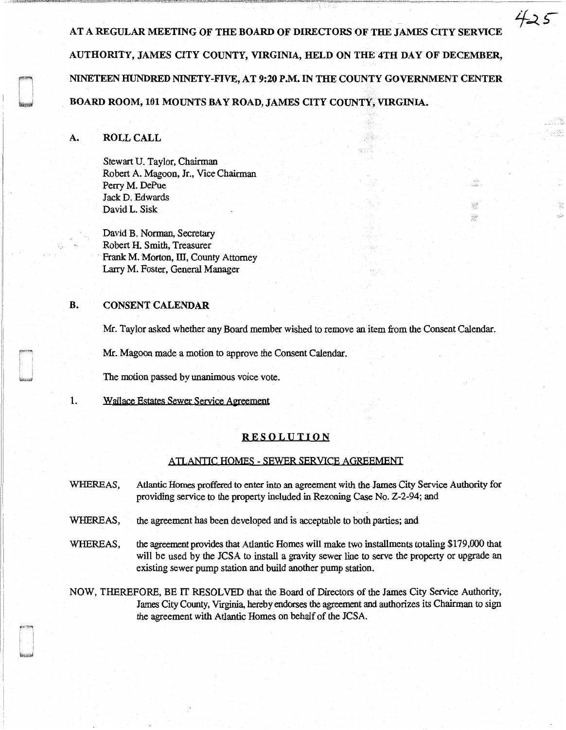**AT A REGULAR MEETING OF THE BOARD OF DIRECTORS OF THE JAMES CITY SERVICE AUTHORITY, JAMES CITY COUNTY, VIRGINIA, HELD ON THE 4TH DAY OF DECEMBER, NINETEEN HUNDRED NINETY-FIVE, AT 9:20 P.M. IN THE COUNTY GOVERNMENT CENTER BOARD ROOM, 101 MOUNTS BAY ROAD, JAMES CITY COUNTY, VIRGINIA.**

## A. ROLL CALL

Stewart U. Taylor, Chairman
Robert A. Magoon, Jr., Vice Chairman
Perry M. DePue
Jack D. Edwards
David L. Sisk

David B. Norman, Secretary
Robert H. Smith, Treasurer
Frank M. Morton, III, County Attorney
Larry M. Foster, General Manager

## B. CONSENT CALENDAR

Mr. Taylor asked whether any Board member wished to remove an item from the Consent Calendar.

Mr. Magoon made a motion to approve the Consent Calendar.

The motion passed by unanimous voice vote.

1. Wallace Estates Sewer Service Agreement

### RESOLUTION

#### ATLANTIC HOMES - SEWER SERVICE AGREEMENT

WHEREAS, Atlantic Homes proffered to enter into an agreement with the James City Service Authority for providing service to the property included in Rezoning Case No. Z-2-94; and

WHEREAS, the agreement has been developed and is acceptable to both parties; and

WHEREAS, the agreement provides that Atlantic Homes will make two installments totaling $179,000 that will be used by the JCSA to install a gravity sewer line to serve the property or upgrade an existing sewer pump station and build another pump station.

NOW, THEREFORE, BE IT RESOLVED that the Board of Directors of the James City Service Authority, James City County, Virginia, hereby endorses the agreement and authorizes its Chairman to sign the agreement with Atlantic Homes on behalf of the JCSA.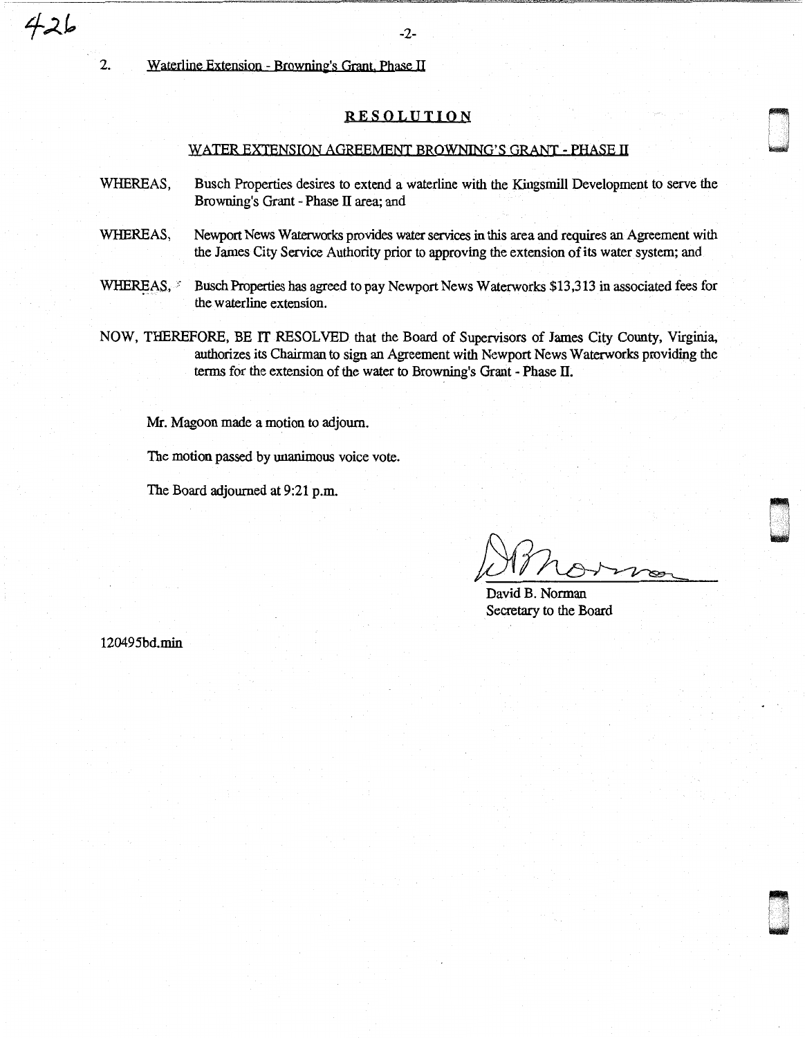2. Waterline Extension - Browning's Grant, Phase II

## RESOLUTION

### WATER EXTENSION AGREEMENT BROWNING'S GRANT - PHASE II

WHEREAS, Busch Properties desires to extend a waterline with the Kingsmill Development to serve the Browning's Grant - Phase II area; and

WHEREAS, Newport News Waterworks provides water services in this area and requires an Agreement with the James City Service Authority prior to approving the extension of its water system; and

WHEREAS, Busch Properties has agreed to pay Newport News Waterworks $13,313 in associated fees for the waterline extension.

NOW, THEREFORE, BE IT RESOLVED that the Board of Supervisors of James City County, Virginia, authorizes its Chairman to sign an Agreement with Newport News Waterworks providing the terms for the extension of the water to Browning's Grant - Phase II.

Mr. Magoon made a motion to adjourn.

The motion passed by unanimous voice vote.

The Board adjourned at 9:21 p.m.

David B. Norman
Secretary to the Board

120495bd.min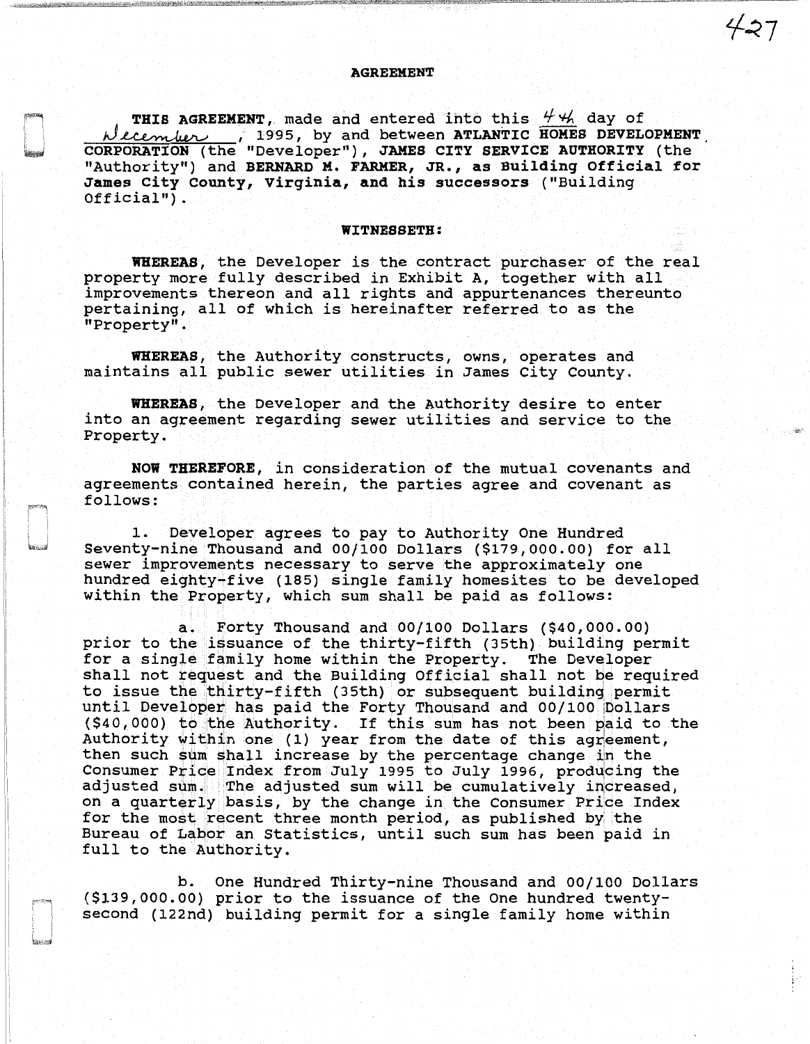**AGREEMENT**

**THIS AGREEMENT**, made and entered into this 4th day of December, 1995, by and between **ATLANTIC HOMES DEVELOPMENT CORPORATION** (the "Developer"), **JAMES CITY SERVICE AUTHORITY** (the "Authority") and **BERNARD M. FARMER, JR., as Building Official for James City County, Virginia, and his successors** ("Building Official").

**WITNESSETH:**

**WHEREAS**, the Developer is the contract purchaser of the real property more fully described in Exhibit A, together with all improvements thereon and all rights and appurtenances thereunto pertaining, all of which is hereinafter referred to as the "Property".

**WHEREAS**, the Authority constructs, owns, operates and maintains all public sewer utilities in James City County.

**WHEREAS**, the Developer and the Authority desire to enter into an agreement regarding sewer utilities and service to the Property.

**NOW THEREFORE**, in consideration of the mutual covenants and agreements contained herein, the parties agree and covenant as follows:

1. Developer agrees to pay to Authority One Hundred Seventy-nine Thousand and 00/100 Dollars ($179,000.00) for all sewer improvements necessary to serve the approximately one hundred eighty-five (185) single family homesites to be developed within the Property, which sum shall be paid as follows:

   a. Forty Thousand and 00/100 Dollars ($40,000.00) prior to the issuance of the thirty-fifth (35th) building permit for a single family home within the Property. The Developer shall not request and the Building Official shall not be required to issue the thirty-fifth (35th) or subsequent building permit until Developer has paid the Forty Thousand and 00/100 Dollars ($40,000) to the Authority. If this sum has not been paid to the Authority within one (1) year from the date of this agreement, then such sum shall increase by the percentage change in the Consumer Price Index from July 1995 to July 1996, producing the adjusted sum. The adjusted sum will be cumulatively increased, on a quarterly basis, by the change in the Consumer Price Index for the most recent three month period, as published by the Bureau of Labor an Statistics, until such sum has been paid in full to the Authority.

   b. One Hundred Thirty-nine Thousand and 00/100 Dollars ($139,000.00) prior to the issuance of the One hundred twenty-second (122nd) building permit for a single family home within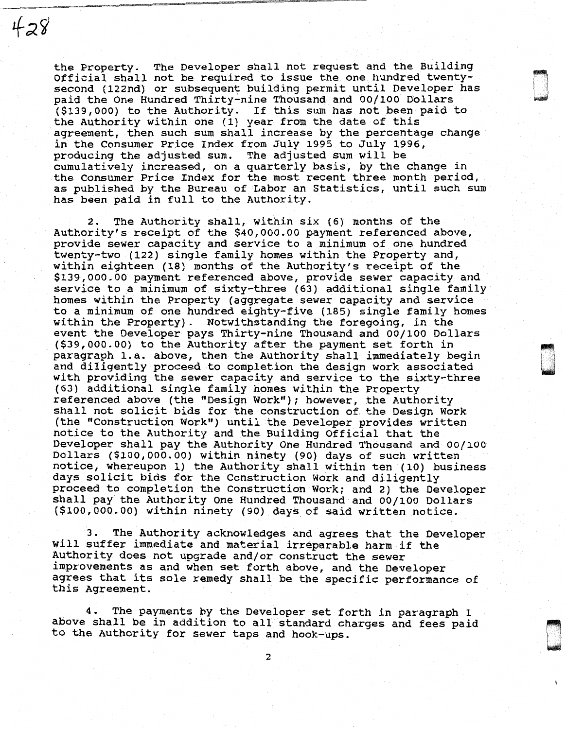the Property. The Developer shall not request and the Building Official shall not be required to issue the one hundred twenty-second (122nd) or subsequent building permit until Developer has paid the One Hundred Thirty-nine Thousand and 00/100 Dollars ($139,000) to the Authority. If this sum has not been paid to the Authority within one (1) year from the date of this agreement, then such sum shall increase by the percentage change in the Consumer Price Index from July 1995 to July 1996, producing the adjusted sum. The adjusted sum will be cumulatively increased, on a quarterly basis, by the change in the Consumer Price Index for the most recent three month period, as published by the Bureau of Labor an Statistics, until such sum has been paid in full to the Authority.

2. The Authority shall, within six (6) months of the Authority's receipt of the $40,000.00 payment referenced above, provide sewer capacity and service to a minimum of one hundred twenty-two (122) single family homes within the Property and, within eighteen (18) months of the Authority's receipt of the $139,000.00 payment referenced above, provide sewer capacity and service to a minimum of sixty-three (63) additional single family homes within the Property (aggregate sewer capacity and service to a minimum of one hundred eighty-five (185) single family homes within the Property). Notwithstanding the foregoing, in the event the Developer pays Thirty-nine Thousand and 00/100 Dollars ($39,000.00) to the Authority after the payment set forth in paragraph 1.a. above, then the Authority shall immediately begin and diligently proceed to completion the design work associated with providing the sewer capacity and service to the sixty-three (63) additional single family homes within the Property referenced above (the "Design Work"); however, the Authority shall not solicit bids for the construction of the Design Work (the "Construction Work") until the Developer provides written notice to the Authority and the Building Official that the Developer shall pay the Authority One Hundred Thousand and 00/100 Dollars ($100,000.00) within ninety (90) days of such written notice, whereupon 1) the Authority shall within ten (10) business days solicit bids for the Construction Work and diligently proceed to completion the Construction Work; and 2) the Developer shall pay the Authority One Hundred Thousand and 00/100 Dollars ($100,000.00) within ninety (90) days of said written notice.

3. The Authority acknowledges and agrees that the Developer will suffer immediate and material irreparable harm if the Authority does not upgrade and/or construct the sewer improvements as and when set forth above, and the Developer agrees that its sole remedy shall be the specific performance of this Agreement.

4. The payments by the Developer set forth in paragraph 1 above shall be in addition to all standard charges and fees paid to the Authority for sewer taps and hook-ups.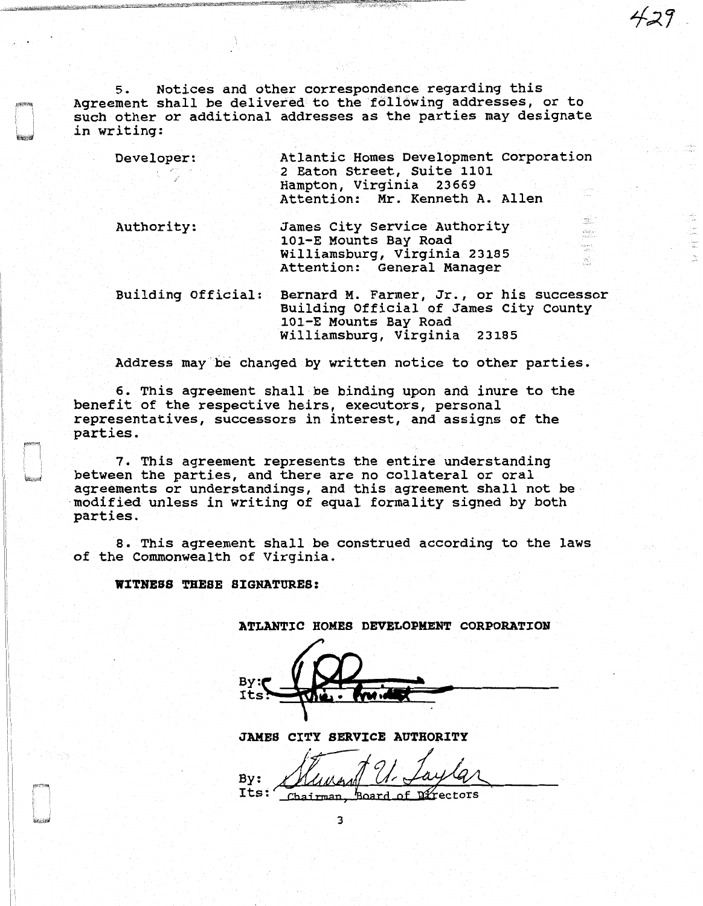5. Notices and other correspondence regarding this Agreement shall be delivered to the following addresses, or to such other or additional addresses as the parties may designate in writing:

Developer: Atlantic Homes Development Corporation
2 Eaton Street, Suite 1101
Hampton, Virginia 23669
Attention: Mr. Kenneth A. Allen

Authority: James City Service Authority
101-E Mounts Bay Road
Williamsburg, Virginia 23185
Attention: General Manager

Building Official: Bernard M. Farmer, Jr., or his successor
Building Official of James City County
101-E Mounts Bay Road
Williamsburg, Virginia 23185

Address may be changed by written notice to other parties.

6. This agreement shall be binding upon and inure to the benefit of the respective heirs, executors, personal representatives, successors in interest, and assigns of the parties.

7. This agreement represents the entire understanding between the parties, and there are no collateral or oral agreements or understandings, and this agreement shall not be modified unless in writing of equal formality signed by both parties.

8. This agreement shall be construed according to the laws of the Commonwealth of Virginia.

**WITNESS THESE SIGNATURES:**

**ATLANTIC HOMES DEVELOPMENT CORPORATION**

By: [signature]
Its: Vice President

**JAMES CITY SERVICE AUTHORITY**

By: Stewart U. Taylor
Its: Chairman, Board of Directors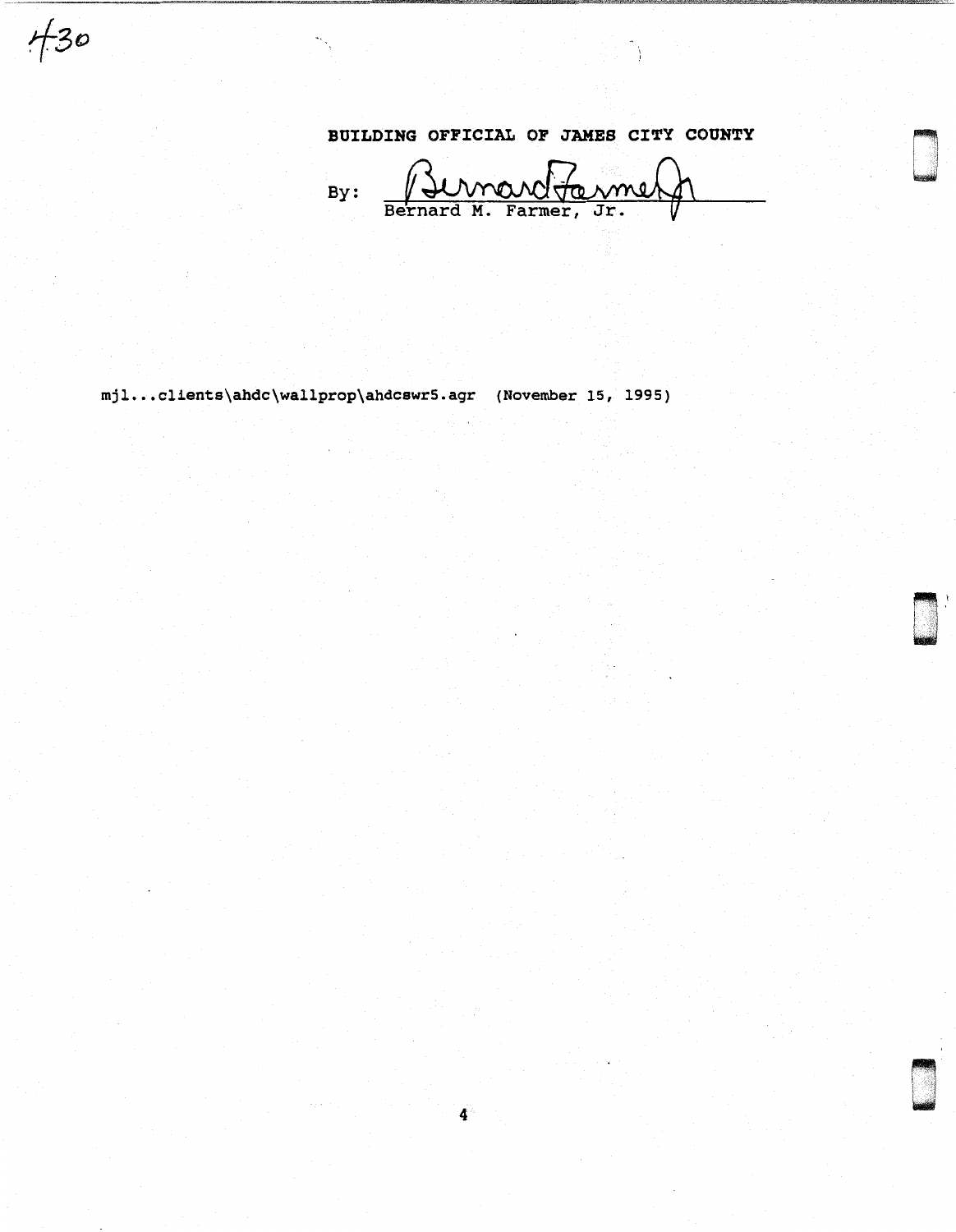4:30

**BUILDING OFFICIAL OF JAMES CITY COUNTY**

By: ______________________________
Bernard M. Farmer, Jr.

mjl...clients\ahdc\wallprop\ahdcswr5.agr (November 15, 1995)